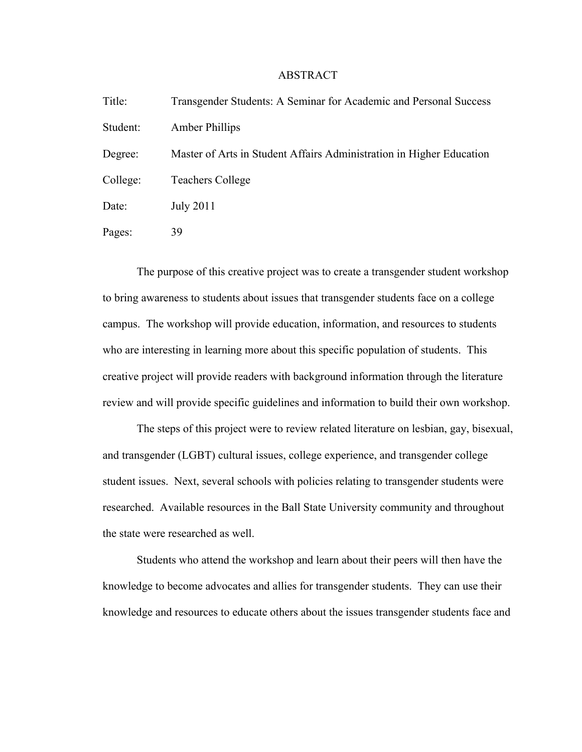# ABSTRACT

Title: Transgender Students: A Seminar for Academic and Personal Success

Student: Amber Phillips

Degree: Master of Arts in Student Affairs Administration in Higher Education

College: Teachers College

Date: July 2011

Pages: 39

The purpose of this creative project was to create a transgender student workshop to bring awareness to students about issues that transgender students face on a college campus. The workshop will provide education, information, and resources to students who are interesting in learning more about this specific population of students. This creative project will provide readers with background information through the literature review and will provide specific guidelines and information to build their own workshop.

The steps of this project were to review related literature on lesbian, gay, bisexual, and transgender (LGBT) cultural issues, college experience, and transgender college student issues. Next, several schools with policies relating to transgender students were researched. Available resources in the Ball State University community and throughout the state were researched as well.

Students who attend the workshop and learn about their peers will then have the knowledge to become advocates and allies for transgender students. They can use their knowledge and resources to educate others about the issues transgender students face and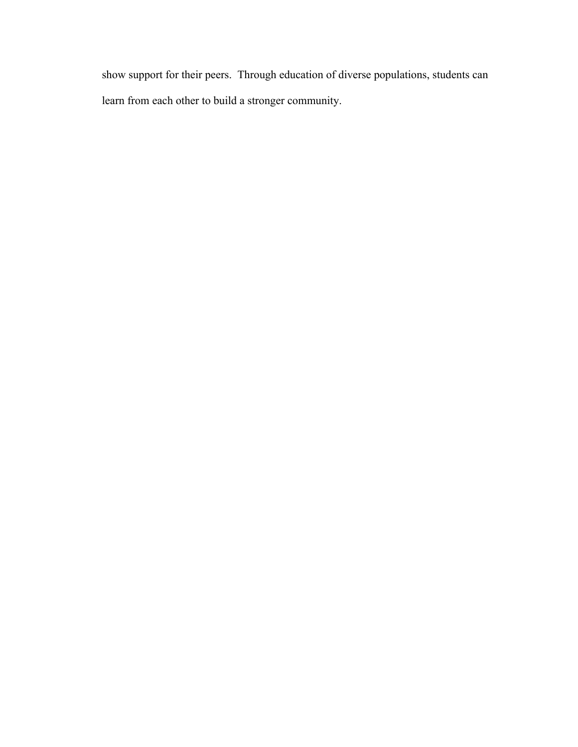show support for their peers. Through education of diverse populations, students can learn from each other to build a stronger community.